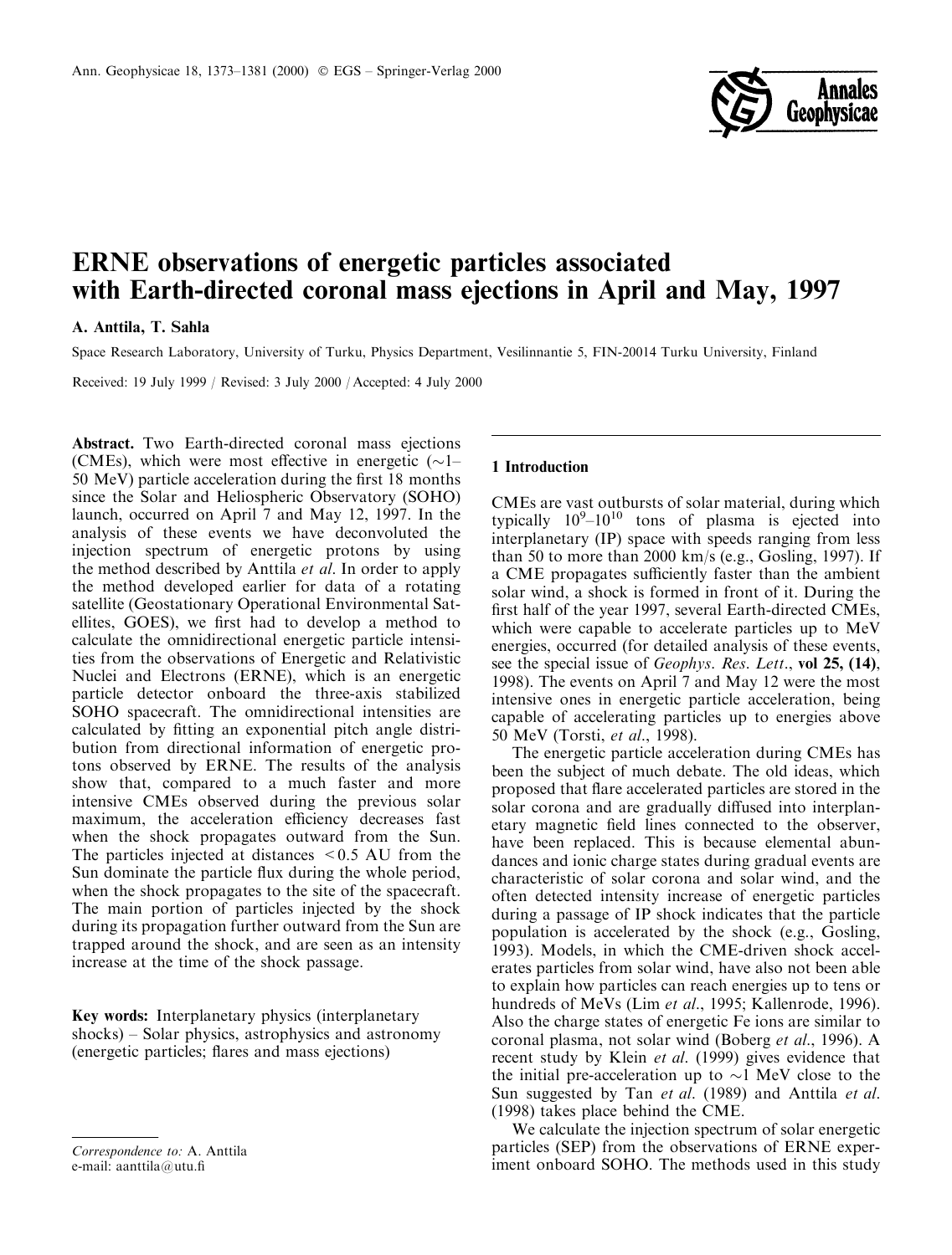# ERNE observations of energetic particles associated with Earth-directed coronal mass ejections in April and May, 1997

A. Anttila, T. Sahla

Space Research Laboratory, University of Turku, Physics Department, Vesilinnantie 5, FIN-20014 Turku University, Finland

Received: 19 July 1999 / Revised: 3 July 2000 / Accepted: 4 July 2000

**Abstract.** Two Earth-directed coronal mass ejections (CMEs), which were most effective in energetic (~1–50 MeV) particle acceleration during the first 18 months since the Solar and Heliospheric Observatory (SOHO) launch, occurred on April 7 and May 12, 1997. In the analysis of these events we have deconvoluted the injection spectrum of energetic protons by using the method described by Anttila *et al*. In order to apply the method developed earlier for data of a rotating satellite (Geostationary Operational Environmental Satellites, GOES), we first had to develop a method to calculate the omnidirectional energetic particle intensities from the observations of Energetic and Relativistic Nuclei and Electrons (ERNE), which is an energetic particle detector onboard the three-axis stabilized SOHO spacecraft. The omnidirectional intensities are calculated by fitting an exponential pitch angle distribution from directional information of energetic protons observed by ERNE. The results of the analysis show that, compared to a much faster and more intensive CMEs observed during the previous solar maximum, the acceleration efficiency decreases fast when the shock propagates outward from the Sun. The particles injected at distances < 0.5 AU from the Sun dominate the particle flux during the whole period, when the shock propagates to the site of the spacecraft. The main portion of particles injected by the shock during its propagation further outward from the Sun are trapped around the shock, and are seen as an intensity increase at the time of the shock passage.

**Key words:** Interplanetary physics (interplanetary shocks) – Solar physics, astrophysics and astronomy (energetic particles; flares and mass ejections)

## 1 Introduction

CMEs are vast outbursts of solar material, during which typically $10^9$–$10^{10}$ tons of plasma is ejected into interplanetary (IP) space with speeds ranging from less than 50 to more than 2000 km/s (e.g., Gosling, 1997). If a CME propagates sufficiently faster than the ambient solar wind, a shock is formed in front of it. During the first half of the year 1997, several Earth-directed CMEs, which were capable to accelerate particles up to MeV energies, occurred (for detailed analysis of these events, see the special issue of *Geophys. Res. Lett*., **vol 25, (14)**, 1998). The events on April 7 and May 12 were the most intensive ones in energetic particle acceleration, being capable of accelerating particles up to energies above 50 MeV (Torsti, *et al*., 1998).

The energetic particle acceleration during CMEs has been the subject of much debate. The old ideas, which proposed that flare accelerated particles are stored in the solar corona and are gradually diffused into interplanetary magnetic field lines connected to the observer, have been replaced. This is because elemental abundances and ionic charge states during gradual events are characteristic of solar corona and solar wind, and the often detected intensity increase of energetic particles during a passage of IP shock indicates that the particle population is accelerated by the shock (e.g., Gosling, 1993). Models, in which the CME-driven shock accelerates particles from solar wind, have also not been able to explain how particles can reach energies up to tens or hundreds of MeVs (Lim *et al*., 1995; Kallenrode, 1996). Also the charge states of energetic Fe ions are similar to coronal plasma, not solar wind (Boberg *et al*., 1996). A recent study by Klein *et al*. (1999) gives evidence that the initial pre-acceleration up to ~1 MeV close to the Sun suggested by Tan *et al*. (1989) and Anttila *et al*. (1998) takes place behind the CME.

We calculate the injection spectrum of solar energetic particles (SEP) from the observations of ERNE experiment onboard SOHO. The methods used in this study

*Correspondence to:* A. Anttila
e-mail: aanttila@utu.fi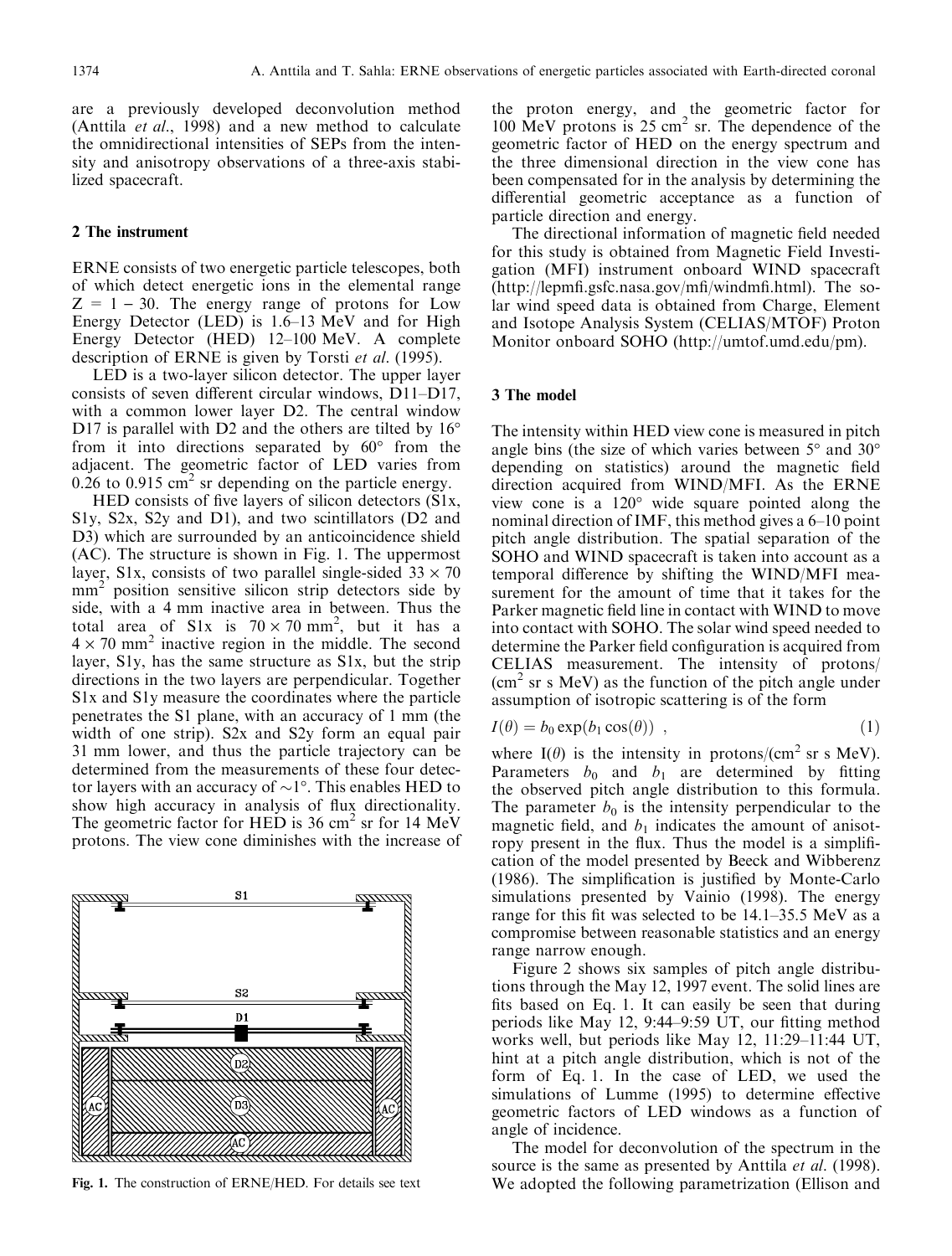are a previously developed deconvolution method (Anttila *et al*., 1998) and a new method to calculate the omnidirectional intensities of SEPs from the intensity and anisotropy observations of a three-axis stabilized spacecraft.

## 2 The instrument

ERNE consists of two energetic particle telescopes, both of which detect energetic ions in the elemental range $Z = 1 - 30$. The energy range of protons for Low Energy Detector (LED) is 1.6–13 MeV and for High Energy Detector (HED) 12–100 MeV. A complete description of ERNE is given by Torsti *et al*. (1995).

LED is a two-layer silicon detector. The upper layer consists of seven different circular windows, D11–D17, with a common lower layer D2. The central window D17 is parallel with D2 and the others are tilted by 16° from it into directions separated by 60° from the adjacent. The geometric factor of LED varies from 0.26 to 0.915 $cm^2$ sr depending on the particle energy.

HED consists of five layers of silicon detectors (S1x, S1y, S2x, S2y and D1), and two scintillators (D2 and D3) which are surrounded by an anticoincidence shield (AC). The structure is shown in Fig. 1. The uppermost layer, S1x, consists of two parallel single-sided $33 \times 70$ $mm^2$ position sensitive silicon strip detectors side by side, with a 4 mm inactive area in between. Thus the total area of S1x is $70 \times 70$ $mm^2$, but it has a $4 \times 70$ $mm^2$ inactive region in the middle. The second layer, S1y, has the same structure as S1x, but the strip directions in the two layers are perpendicular. Together S1x and S1y measure the coordinates where the particle penetrates the S1 plane, with an accuracy of 1 mm (the width of one strip). S2x and S2y form an equal pair 31 mm lower, and thus the particle trajectory can be determined from the measurements of these four detector layers with an accuracy of ~1°. This enables HED to show high accuracy in analysis of flux directionality. The geometric factor for HED is 36 $cm^2$ sr for 14 MeV protons. The view cone diminishes with the increase of the proton energy, and the geometric factor for 100 MeV protons is 25 $cm^2$ sr. The dependence of the geometric factor of HED on the energy spectrum and the three dimensional direction in the view cone has been compensated for in the analysis by determining the differential geometric acceptance as a function of particle direction and energy.

**Fig. 1.** The construction of ERNE/HED. For details see text

The directional information of magnetic field needed for this study is obtained from Magnetic Field Investigation (MFI) instrument onboard WIND spacecraft (http://lepmfi.gsfc.nasa.gov/mfi/windmfi.html). The solar wind speed data is obtained from Charge, Element and Isotope Analysis System (CELIAS/MTOF) Proton Monitor onboard SOHO (http://umtof.umd.edu/pm).

## 3 The model

The intensity within HED view cone is measured in pitch angle bins (the size of which varies between 5° and 30° depending on statistics) around the magnetic field direction acquired from WIND/MFI. As the ERNE view cone is a 120° wide square pointed along the nominal direction of IMF, this method gives a 6–10 point pitch angle distribution. The spatial separation of the SOHO and WIND spacecraft is taken into account as a temporal difference by shifting the WIND/MFI measurement for the amount of time that it takes for the Parker magnetic field line in contact with WIND to move into contact with SOHO. The solar wind speed needed to determine the Parker field configuration is acquired from CELIAS measurement. The intensity of protons/ ($cm^2$ sr s MeV) as the function of the pitch angle under assumption of isotropic scattering is of the form

$$I(\theta) = b_0 \exp(b_1 \cos(\theta)) \quad , \tag{1}$$

where $I(\theta)$ is the intensity in protons/($cm^2$ sr s MeV). Parameters $b_0$ and $b_1$ are determined by fitting the observed pitch angle distribution to this formula. The parameter $b_0$ is the intensity perpendicular to the magnetic field, and $b_1$ indicates the amount of anisotropy present in the flux. Thus the model is a simplification of the model presented by Beeck and Wibberenz (1986). The simplification is justified by Monte-Carlo simulations presented by Vainio (1998). The energy range for this fit was selected to be 14.1–35.5 MeV as a compromise between reasonable statistics and an energy range narrow enough.

Figure 2 shows six samples of pitch angle distributions through the May 12, 1997 event. The solid lines are fits based on Eq. 1. It can easily be seen that during periods like May 12, 9:44–9:59 UT, our fitting method works well, but periods like May 12, 11:29–11:44 UT, hint at a pitch angle distribution, which is not of the form of Eq. 1. In the case of LED, we used the simulations of Lumme (1995) to determine effective geometric factors of LED windows as a function of angle of incidence.

The model for deconvolution of the spectrum in the source is the same as presented by Anttila *et al*. (1998). We adopted the following parametrization (Ellison and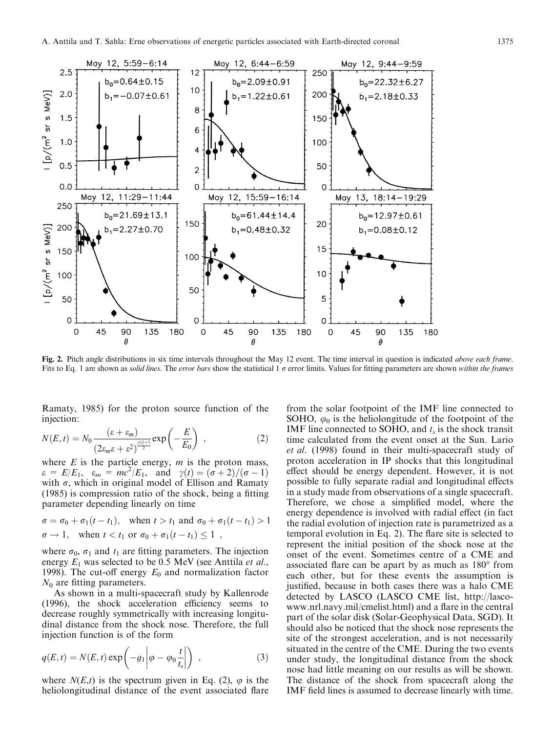Fig. 2. Pitch angle distributions in six time intervals throughout the May 12 event. The time interval in question is indicated *above each frame*. Fits to Eq. 1 are shown as *solid lines*. The *error bars* show the statistical 1 $\sigma$ error limits. Values for fitting parameters are shown *within the frames*

Ramaty, 1985) for the proton source function of the injection:

$$N(E,t) = N_0 \frac{(\varepsilon + \varepsilon_m)}{(2\varepsilon_m \varepsilon + \varepsilon^2)^{\frac{\gamma(t)+1}{2}}} \exp\left(-\frac{E}{E_0}\right) \ , \tag{2}$$

where $E$ is the particle energy, $m$ is the proton mass, $\varepsilon = E/E_1$, $\varepsilon_m = mc^2/E_1$, and $\gamma(t) = (\sigma + 2)/(\sigma - 1)$ with $\sigma$, which in original model of Ellison and Ramaty (1985) is compression ratio of the shock, being a fitting parameter depending linearly on time

$$\sigma = \sigma_0 + \sigma_1(t - t_1), \quad \text{when } t > t_1 \text{ and } \sigma_0 + \sigma_1(t - t_1) > 1$$
$$\sigma \rightarrow 1, \quad \text{when } t < t_1 \text{ or } \sigma_0 + \sigma_1(t - t_1) \leq 1 \ ,$$

where $\sigma_0$, $\sigma_1$ and $t_1$ are fitting parameters. The injection energy $E_1$ was selected to be 0.5 MeV (see Anttila *et al.*, 1998). The cut-off energy $E_0$ and normalization factor $N_0$ are fitting parameters.

As shown in a multi-spacecraft study by Kallenrode (1996), the shock acceleration efficiency seems to decrease roughly symmetrically with increasing longitudinal distance from the shock nose. Therefore, the full injection function is of the form

$$q(E,t) = N(E,t) \exp\left(-g_1 \left|\varphi - \varphi_0 \frac{t}{t_s}\right|\right) \ , \tag{3}$$

where $N(E,t)$ is the spectrum given in Eq. (2), $\varphi$ is the heliolongitudinal distance of the event associated flare from the solar footpoint of the IMF line connected to SOHO, $\varphi_0$ is the heliolongitude of the footpoint of the IMF line connected to SOHO, and $t_s$ is the shock transit time calculated from the event onset at the Sun. Lario *et al.* (1998) found in their multi-spacecraft study of proton acceleration in IP shocks that this longitudinal effect should be energy dependent. However, it is not possible to fully separate radial and longitudinal effects in a study made from observations of a single spacecraft. Therefore, we chose a simplified model, where the energy dependence is involved with radial effect (in fact the radial evolution of injection rate is parametrized as a temporal evolution in Eq. 2). The flare site is selected to represent the initial position of the shock nose at the onset of the event. Sometimes centre of a CME and associated flare can be apart by as much as 180° from each other, but for these events the assumption is justified, because in both cases there was a halo CME detected by LASCO (LASCO CME list, http://lasco-www.nrl.navy.mil/cmelist.html) and a flare in the central part of the solar disk (Solar-Geophysical Data, SGD). It should also be noticed that the shock nose represents the site of the strongest acceleration, and is not necessarily situated in the centre of the CME. During the two events under study, the longitudinal distance from the shock nose had little meaning on our results as will be shown. The distance of the shock from spacecraft along the IMF field lines is assumed to decrease linearly with time.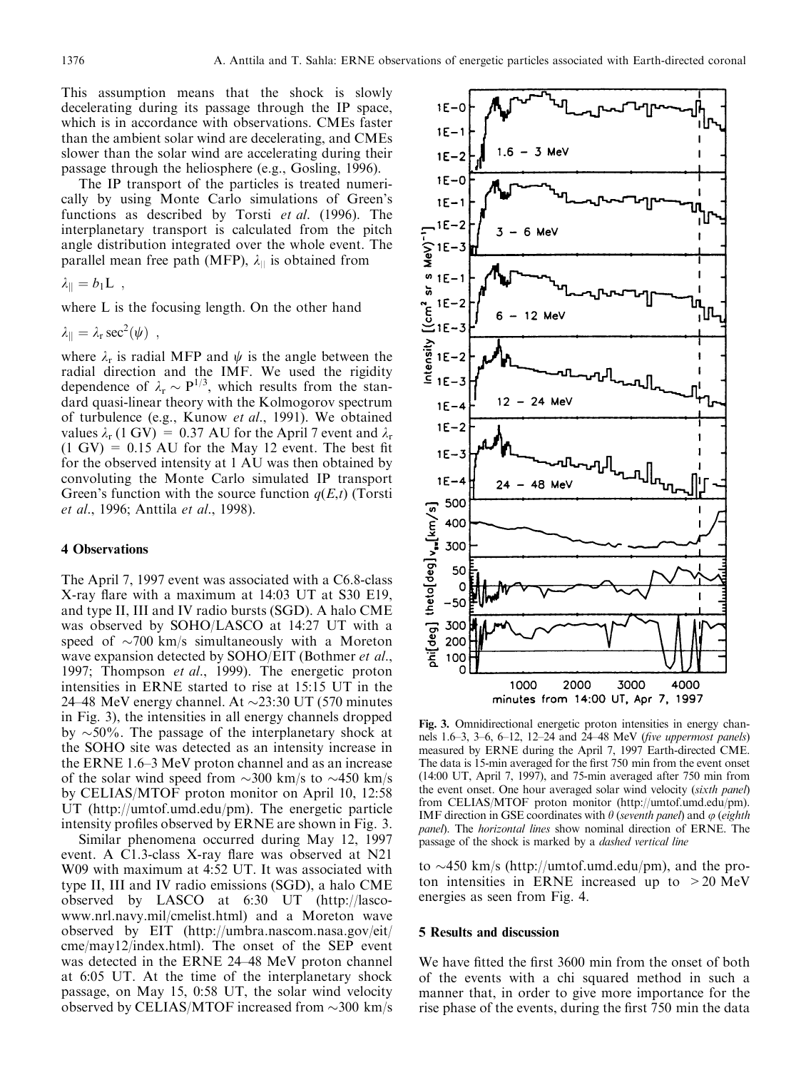This assumption means that the shock is slowly decelerating during its passage through the IP space, which is in accordance with observations. CMEs faster than the ambient solar wind are decelerating, and CMEs slower than the solar wind are accelerating during their passage through the heliosphere (e.g., Gosling, 1996).

The IP transport of the particles is treated numerically by using Monte Carlo simulations of Green's functions as described by Torsti *et al.* (1996). The interplanetary transport is calculated from the pitch angle distribution integrated over the whole event. The parallel mean free path (MFP), $\lambda_{\|}$ is obtained from

$$\lambda_{\|} = b_1 \mathrm{L} \ ,$$

where L is the focusing length. On the other hand

$$\lambda_{\|} = \lambda_r \sec^2(\psi) \ ,$$

where $\lambda_r$ is radial MFP and $\psi$ is the angle between the radial direction and the IMF. We used the rigidity dependence of $\lambda_r \sim P^{1/3}$, which results from the standard quasi-linear theory with the Kolmogorov spectrum of turbulence (e.g., Kunow *et al.*, 1991). We obtained values $\lambda_r$ (1 GV) = 0.37 AU for the April 7 event and $\lambda_r$ (1 GV) = 0.15 AU for the May 12 event. The best fit for the observed intensity at 1 AU was then obtained by convoluting the Monte Carlo simulated IP transport Green's function with the source function $q(E,t)$ (Torsti *et al.*, 1996; Anttila *et al.*, 1998).

## 4 Observations

The April 7, 1997 event was associated with a C6.8-class X-ray flare with a maximum at 14:03 UT at S30 E19, and type II, III and IV radio bursts (SGD). A halo CME was observed by SOHO/LASCO at 14:27 UT with a speed of ~700 km/s simultaneously with a Moreton wave expansion detected by SOHO/EIT (Bothmer *et al.*, 1997; Thompson *et al.*, 1999). The energetic proton intensities in ERNE started to rise at 15:15 UT in the 24–48 MeV energy channel. At ~23:30 UT (570 minutes in Fig. 3), the intensities in all energy channels dropped by ~50%. The passage of the interplanetary shock at the SOHO site was detected as an intensity increase in the ERNE 1.6–3 MeV proton channel and as an increase of the solar wind speed from ~300 km/s to ~450 km/s by CELIAS/MTOF proton monitor on April 10, 12:58 UT (http://umtof.umd.edu/pm). The energetic particle intensity profiles observed by ERNE are shown in Fig. 3.

Similar phenomena occurred during May 12, 1997 event. A C1.3-class X-ray flare was observed at N21 W09 with maximum at 4:52 UT. It was associated with type II, III and IV radio emissions (SGD), a halo CME observed by LASCO at 6:30 UT (http://lasco-www.nrl.navy.mil/cmelist.html) and a Moreton wave observed by EIT (http://umbra.nascom.nasa.gov/eit/cme/may12/index.html). The onset of the SEP event was detected in the ERNE 24–48 MeV proton channel at 6:05 UT. At the time of the interplanetary shock passage, on May 15, 0:58 UT, the solar wind velocity observed by CELIAS/MTOF increased from ~300 km/s to ~450 km/s (http://umtof.umd.edu/pm), and the proton intensities in ERNE increased up to >20 MeV energies as seen from Fig. 4.

**Fig. 3.** Omnidirectional energetic proton intensities in energy channels 1.6–3, 3–6, 6–12, 12–24 and 24–48 MeV (*five uppermost panels*) measured by ERNE during the April 7, 1997 Earth-directed CME. The data is 15-min averaged for the first 750 min from the event onset (14:00 UT, April 7, 1997), and 75-min averaged after 750 min from the event onset. One hour averaged solar wind velocity (*sixth panel*) from CELIAS/MTOF proton monitor (http://umtof.umd.edu/pm). IMF direction in GSE coordinates with $\theta$ (*seventh panel*) and $\varphi$ (*eighth panel*). The *horizontal lines* show nominal direction of ERNE. The passage of the shock is marked by a *dashed vertical line*

## 5 Results and discussion

We have fitted the first 3600 min from the onset of both of the events with a chi squared method in such a manner that, in order to give more importance for the rise phase of the events, during the first 750 min the data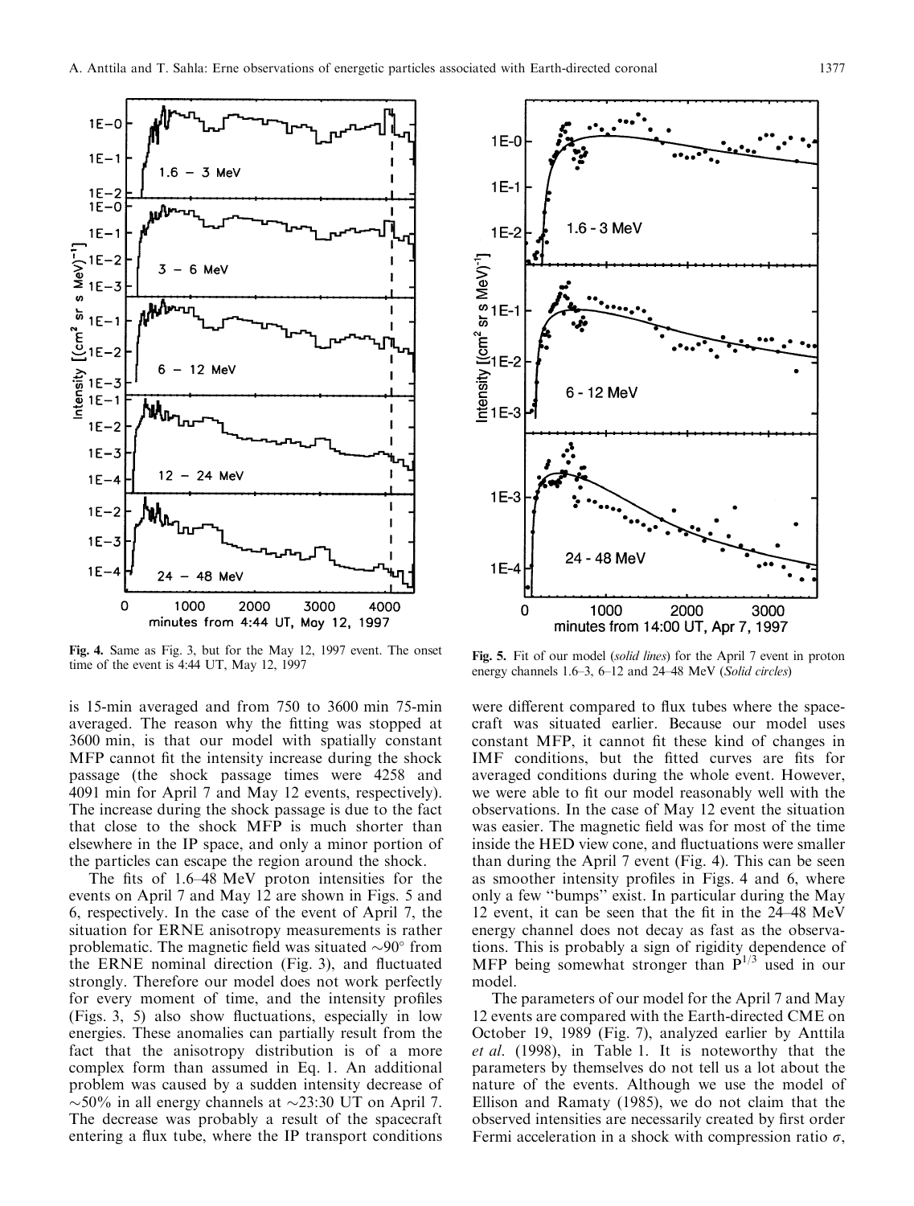Fig. 4. Same as Fig. 3, but for the May 12, 1997 event. The onset time of the event is 4:44 UT, May 12, 1997

Fig. 5. Fit of our model (*solid lines*) for the April 7 event in proton energy channels 1.6–3, 6–12 and 24–48 MeV (*Solid circles*)

is 15-min averaged and from 750 to 3600 min 75-min averaged. The reason why the fitting was stopped at 3600 min, is that our model with spatially constant MFP cannot fit the intensity increase during the shock passage (the shock passage times were 4258 and 4091 min for April 7 and May 12 events, respectively). The increase during the shock passage is due to the fact that close to the shock MFP is much shorter than elsewhere in the IP space, and only a minor portion of the particles can escape the region around the shock.

The fits of 1.6–48 MeV proton intensities for the events on April 7 and May 12 are shown in Figs. 5 and 6, respectively. In the case of the event of April 7, the situation for ERNE anisotropy measurements is rather problematic. The magnetic field was situated $\sim 90^{\circ}$ from the ERNE nominal direction (Fig. 3), and fluctuated strongly. Therefore our model does not work perfectly for every moment of time, and the intensity profiles (Figs. 3, 5) also show fluctuations, especially in low energies. These anomalies can partially result from the fact that the anisotropy distribution is of a more complex form than assumed in Eq. 1. An additional problem was caused by a sudden intensity decrease of $\sim 50\%$ in all energy channels at $\sim$23:30 UT on April 7. The decrease was probably a result of the spacecraft entering a flux tube, where the IP transport conditions were different compared to flux tubes where the spacecraft was situated earlier. Because our model uses constant MFP, it cannot fit these kind of changes in IMF conditions, but the fitted curves are fits for averaged conditions during the whole event. However, we were able to fit our model reasonably well with the observations. In the case of May 12 event the situation was easier. The magnetic field was for most of the time inside the HED view cone, and fluctuations were smaller than during the April 7 event (Fig. 4). This can be seen as smoother intensity profiles in Figs. 4 and 6, where only a few "bumps" exist. In particular during the May 12 event, it can be seen that the fit in the 24–48 MeV energy channel does not decay as fast as the observations. This is probably a sign of rigidity dependence of MFP being somewhat stronger than $P^{1/3}$ used in our model.

The parameters of our model for the April 7 and May 12 events are compared with the Earth-directed CME on October 19, 1989 (Fig. 7), analyzed earlier by Anttila *et al.* (1998), in Table 1. It is noteworthy that the parameters by themselves do not tell us a lot about the nature of the events. Although we use the model of Ellison and Ramaty (1985), we do not claim that the observed intensities are necessarily created by first order Fermi acceleration in a shock with compression ratio $\sigma$,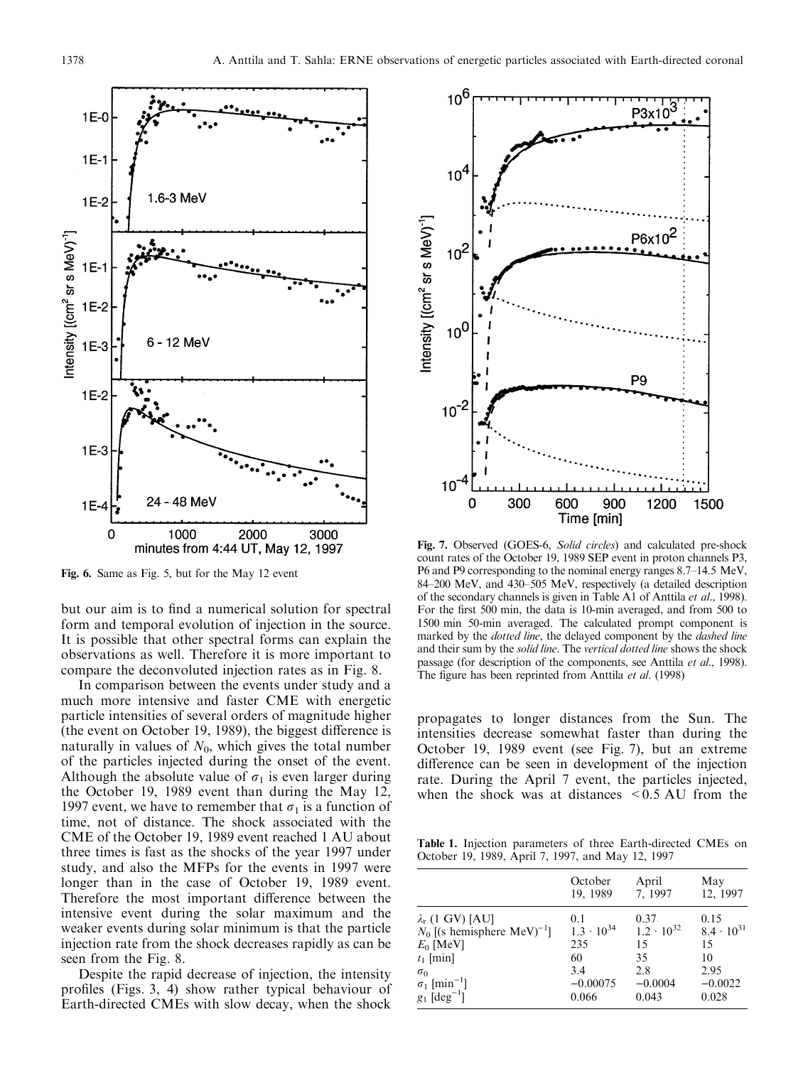Fig. 6. Same as Fig. 5, but for the May 12 event

Fig. 7. Observed (GOES-6, *Solid circles*) and calculated pre-shock count rates of the October 19, 1989 SEP event in proton channels P3, P6 and P9 corresponding to the nominal energy ranges 8.7–14.5 MeV, 84–200 MeV, and 430–505 MeV, respectively (a detailed description of the secondary channels is given in Table A1 of Anttila *et al*., 1998). For the first 500 min, the data is 10-min averaged, and from 500 to 1500 min 50-min averaged. The calculated prompt component is marked by the *dotted line*, the delayed component by the *dashed line* and their sum by the *solid line*. The *vertical dotted line* shows the shock passage (for description of the components, see Anttila *et al*., 1998). The figure has been reprinted from Anttila *et al*. (1998)

but our aim is to find a numerical solution for spectral form and temporal evolution of injection in the source. It is possible that other spectral forms can explain the observations as well. Therefore it is more important to compare the deconvoluted injection rates as in Fig. 8.

In comparison between the events under study and a much more intensive and faster CME with energetic particle intensities of several orders of magnitude higher (the event on October 19, 1989), the biggest difference is naturally in values of $N_0$, which gives the total number of the particles injected during the onset of the event. Although the absolute value of $\sigma_1$ is even larger during the October 19, 1989 event than during the May 12, 1997 event, we have to remember that $\sigma_1$ is a function of time, not of distance. The shock associated with the CME of the October 19, 1989 event reached 1 AU about three times is fast as the shocks of the year 1997 under study, and also the MFPs for the events in 1997 were longer than in the case of October 19, 1989 event. Therefore the most important difference between the intensive event during the solar maximum and the weaker events during solar minimum is that the particle injection rate from the shock decreases rapidly as can be seen from the Fig. 8.

Despite the rapid decrease of injection, the intensity profiles (Figs. 3, 4) show rather typical behaviour of Earth-directed CMEs with slow decay, when the shock propagates to longer distances from the Sun. The intensities decrease somewhat faster than during the October 19, 1989 event (see Fig. 7), but an extreme difference can be seen in development of the injection rate. During the April 7 event, the particles injected, when the shock was at distances < 0.5 AU from the

**Table 1.** Injection parameters of three Earth-directed CMEs on October 19, 1989, April 7, 1997, and May 12, 1997

| | October 19, 1989 | April 7, 1997 | May 12, 1997 |
|---|---|---|---|
| $\lambda_r$ (1 GV) [AU] | 0.1 | 0.37 | 0.15 |
| $N_0$ [(s hemisphere MeV)$^{-1}$] | $1.3 \cdot 10^{34}$ | $1.2 \cdot 10^{32}$ | $8.4 \cdot 10^{31}$ |
| $E_0$ [MeV] | 235 | 15 | 15 |
| $t_1$ [min] | 60 | 35 | 10 |
| $\sigma_0$ | 3.4 | 2.8 | 2.95 |
| $\sigma_1$ [min$^{-1}$] | −0.00075 | −0.0004 | −0.0022 |
| $g_1$ [deg$^{-1}$] | 0.066 | 0.043 | 0.028 |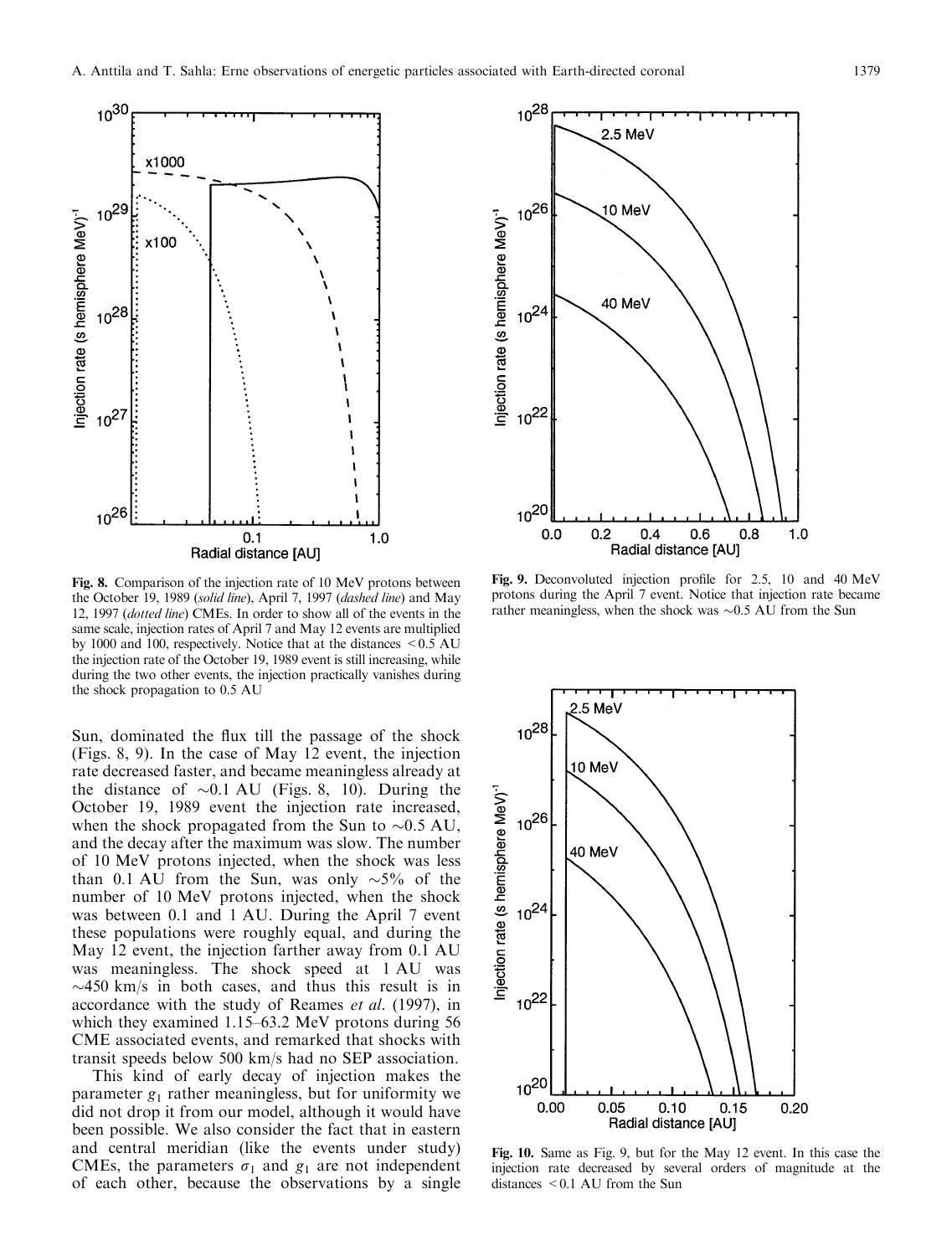Fig. 8. Comparison of the injection rate of 10 MeV protons between the October 19, 1989 (*solid line*), April 7, 1997 (*dashed line*) and May 12, 1997 (*dotted line*) CMEs. In order to show all of the events in the same scale, injection rates of April 7 and May 12 events are multiplied by 1000 and 100, respectively. Notice that at the distances < 0.5 AU the injection rate of the October 19, 1989 event is still increasing, while during the two other events, the injection practically vanishes during the shock propagation to 0.5 AU

Fig. 9. Deconvoluted injection profile for 2.5, 10 and 40 MeV protons during the April 7 event. Notice that injection rate became rather meaningless, when the shock was ~0.5 AU from the Sun

Sun, dominated the flux till the passage of the shock (Figs. 8, 9). In the case of May 12 event, the injection rate decreased faster, and became meaningless already at the distance of ~0.1 AU (Figs. 8, 10). During the October 19, 1989 event the injection rate increased, when the shock propagated from the Sun to ~0.5 AU, and the decay after the maximum was slow. The number of 10 MeV protons injected, when the shock was less than 0.1 AU from the Sun, was only ~5% of the number of 10 MeV protons injected, when the shock was between 0.1 and 1 AU. During the April 7 event these populations were roughly equal, and during the May 12 event, the injection farther away from 0.1 AU was meaningless. The shock speed at 1 AU was ~450 km/s in both cases, and thus this result is in accordance with the study of Reames *et al*. (1997), in which they examined 1.15–63.2 MeV protons during 56 CME associated events, and remarked that shocks with transit speeds below 500 km/s had no SEP association.

This kind of early decay of injection makes the parameter $g_1$ rather meaningless, but for uniformity we did not drop it from our model, although it would have been possible. We also consider the fact that in eastern and central meridian (like the events under study) CMEs, the parameters $\sigma_1$ and $g_1$ are not independent of each other, because the observations by a single

Fig. 10. Same as Fig. 9, but for the May 12 event. In this case the injection rate decreased by several orders of magnitude at the distances < 0.1 AU from the Sun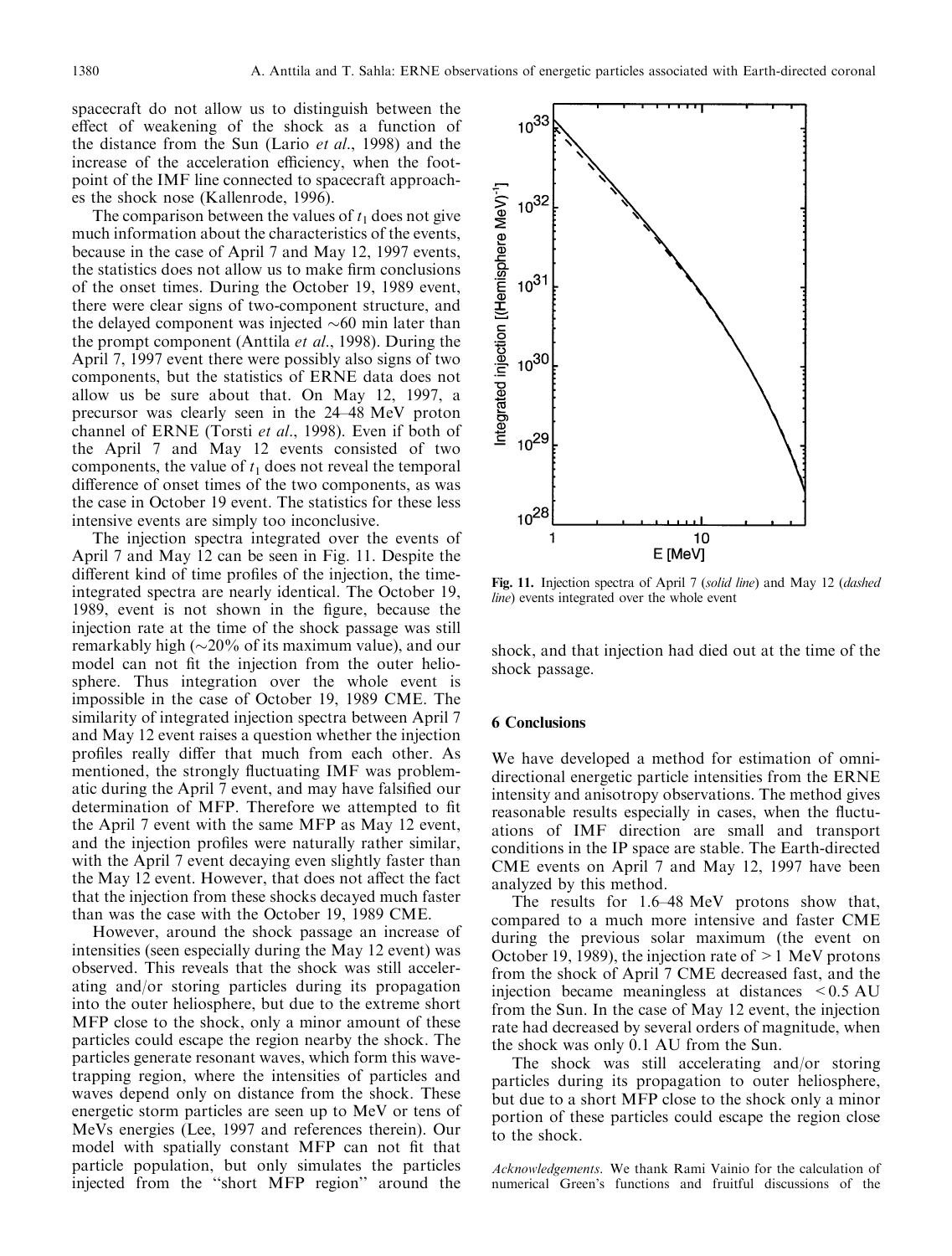spacecraft do not allow us to distinguish between the effect of weakening of the shock as a function of the distance from the Sun (Lario *et al*., 1998) and the increase of the acceleration efficiency, when the footpoint of the IMF line connected to spacecraft approaches the shock nose (Kallenrode, 1996).

The comparison between the values of $t_1$ does not give much information about the characteristics of the events, because in the case of April 7 and May 12, 1997 events, the statistics does not allow us to make firm conclusions of the onset times. During the October 19, 1989 event, there were clear signs of two-component structure, and the delayed component was injected ~60 min later than the prompt component (Anttila *et al*., 1998). During the April 7, 1997 event there were possibly also signs of two components, but the statistics of ERNE data does not allow us be sure about that. On May 12, 1997, a precursor was clearly seen in the 24–48 MeV proton channel of ERNE (Torsti *et al*., 1998). Even if both of the April 7 and May 12 events consisted of two components, the value of $t_1$ does not reveal the temporal difference of onset times of the two components, as was the case in October 19 event. The statistics for these less intensive events are simply too inconclusive.

The injection spectra integrated over the events of April 7 and May 12 can be seen in Fig. 11. Despite the different kind of time profiles of the injection, the time-integrated spectra are nearly identical. The October 19, 1989, event is not shown in the figure, because the injection rate at the time of the shock passage was still remarkably high (~20% of its maximum value), and our model can not fit the injection from the outer heliosphere. Thus integration over the whole event is impossible in the case of October 19, 1989 CME. The similarity of integrated injection spectra between April 7 and May 12 event raises a question whether the injection profiles really differ that much from each other. As mentioned, the strongly fluctuating IMF was problematic during the April 7 event, and may have falsified our determination of MFP. Therefore we attempted to fit the April 7 event with the same MFP as May 12 event, and the injection profiles were naturally rather similar, with the April 7 event decaying even slightly faster than the May 12 event. However, that does not affect the fact that the injection from these shocks decayed much faster than was the case with the October 19, 1989 CME.

However, around the shock passage an increase of intensities (seen especially during the May 12 event) was observed. This reveals that the shock was still accelerating and/or storing particles during its propagation into the outer heliosphere, but due to the extreme short MFP close to the shock, only a minor amount of these particles could escape the region nearby the shock. The particles generate resonant waves, which form this wave-trapping region, where the intensities of particles and waves depend only on distance from the shock. These energetic storm particles are seen up to MeV or tens of MeVs energies (Lee, 1997 and references therein). Our model with spatially constant MFP can not fit that particle population, but only simulates the particles injected from the "short MFP region" around the shock, and that injection had died out at the time of the shock passage.

**Fig. 11.** Injection spectra of April 7 (*solid line*) and May 12 (*dashed line*) events integrated over the whole event

## 6 Conclusions

We have developed a method for estimation of omnidirectional energetic particle intensities from the ERNE intensity and anisotropy observations. The method gives reasonable results especially in cases, when the fluctuations of IMF direction are small and transport conditions in the IP space are stable. The Earth-directed CME events on April 7 and May 12, 1997 have been analyzed by this method.

The results for 1.6–48 MeV protons show that, compared to a much more intensive and faster CME during the previous solar maximum (the event on October 19, 1989), the injection rate of > 1 MeV protons from the shock of April 7 CME decreased fast, and the injection became meaningless at distances < 0.5 AU from the Sun. In the case of May 12 event, the injection rate had decreased by several orders of magnitude, when the shock was only 0.1 AU from the Sun.

The shock was still accelerating and/or storing particles during its propagation to outer heliosphere, but due to a short MFP close to the shock only a minor portion of these particles could escape the region close to the shock.

*Acknowledgements*. We thank Rami Vainio for the calculation of numerical Green's functions and fruitful discussions of the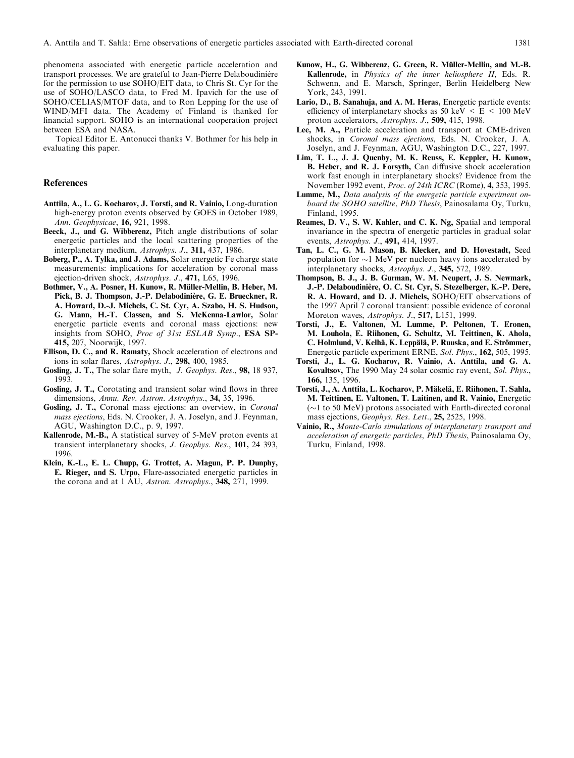phenomena associated with energetic particle acceleration and transport processes. We are grateful to Jean-Pierre Delaboudinière for the permission to use SOHO/EIT data, to Chris St. Cyr for the use of SOHO/LASCO data, to Fred M. Ipavich for the use of SOHO/CELIAS/MTOF data, and to Ron Lepping for the use of WIND/MFI data. The Academy of Finland is thanked for financial support. SOHO is an international cooperation project between ESA and NASA.

Topical Editor E. Antonucci thanks V. Bothmer for his help in evaluating this paper.

## References

**Anttila, A., L. G. Kocharov, J. Torsti, and R. Vainio,** Long-duration high-energy proton events observed by GOES in October 1989, *Ann. Geophysicae*, **16,** 921, 1998.

**Beeck, J., and G. Wibberenz,** Pitch angle distributions of solar energetic particles and the local scattering properties of the interplanetary medium, *Astrophys. J.*, **311,** 437, 1986.

**Boberg, P., A. Tylka, and J. Adams,** Solar energetic Fe charge state measurements: implications for acceleration by coronal mass ejection-driven shock, *Astrophys. J.*, **471,** L65, 1996.

**Bothmer, V., A. Posner, H. Kunow, R. Müller-Mellin, B. Heber, M. Pick, B. J. Thompson, J.-P. Delaboudinière, G. E. Brueckner, R. A. Howard, D.-J. Michels, C. St. Cyr, A. Szabo, H. S. Hudson, G. Mann, H.-T. Classen, and S. McKenna-Lawlor,** Solar energetic particle events and coronal mass ejections: new insights from SOHO, *Proc of 31st ESLAB Symp.*, **ESA SP-415,** 207, Noorwijk, 1997.

**Ellison, D. C., and R. Ramaty,** Shock acceleration of electrons and ions in solar flares, *Astrophys. J.*, **298,** 400, 1985.

**Gosling, J. T.,** The solar flare myth, *J. Geophys. Res.*, **98,** 18 937, 1993.

**Gosling, J. T.,** Corotating and transient solar wind flows in three dimensions, *Annu. Rev. Astron. Astrophys.*, **34,** 35, 1996.

**Gosling, J. T.,** Coronal mass ejections: an overview, in *Coronal mass ejections*, Eds. N. Crooker, J. A. Joselyn, and J. Feynman, AGU, Washington D.C., p. 9, 1997.

**Kallenrode, M.-B.,** A statistical survey of 5-MeV proton events at transient interplanetary shocks, *J. Geophys. Res.*, **101,** 24 393, 1996.

**Klein, K.-L., E. L. Chupp, G. Trottet, A. Magun, P. P. Dunphy, E. Rieger, and S. Urpo,** Flare-associated energetic particles in the corona and at 1 AU, *Astron. Astrophys.*, **348,** 271, 1999.

**Kunow, H., G. Wibberenz, G. Green, R. Müller-Mellin, and M.-B. Kallenrode,** in *Physics of the inner heliosphere II*, Eds. R. Schwenn, and E. Marsch, Springer, Berlin Heidelberg New York, 243, 1991.

**Lario, D., B. Sanahuja, and A. M. Heras,** Energetic particle events: efficiency of interplanetary shocks as 50 keV $< E <$ 100 MeV proton accelerators, *Astrophys. J.*, **509,** 415, 1998.

**Lee, M. A.,** Particle acceleration and transport at CME-driven shocks, in *Coronal mass ejections*, Eds. N. Crooker, J. A. Joselyn, and J. Feynman, AGU, Washington D.C., 227, 1997.

**Lim, T. L., J. J. Quenby, M. K. Reuss, E. Keppler, H. Kunow, B. Heber, and R. J. Forsyth,** Can diffusive shock acceleration work fast enough in interplanetary shocks? Evidence from the November 1992 event, *Proc. of 24th ICRC* (Rome), **4,** 353, 1995.

**Lumme, M.,** *Data analysis of the energetic particle experiment onboard the SOHO satellite*, *PhD Thesis*, Painosalama Oy, Turku, Finland, 1995.

**Reames, D. V., S. W. Kahler, and C. K. Ng,** Spatial and temporal invariance in the spectra of energetic particles in gradual solar events, *Astrophys. J.*, **491,** 414, 1997.

**Tan, L. C., G. M. Mason, B. Klecker, and D. Hovestadt,** Seed population for ~1 MeV per nucleon heavy ions accelerated by interplanetary shocks, *Astrophys. J.*, **345,** 572, 1989.

**Thompson, B. J., J. B. Gurman, W. M. Neupert, J. S. Newmark, J.-P. Delaboudinière, O. C. St. Cyr, S. Stezelberger, K.-P. Dere, R. A. Howard, and D. J. Michels,** SOHO/EIT observations of the 1997 April 7 coronal transient: possible evidence of coronal Moreton waves, *Astrophys. J.*, **517,** L151, 1999.

**Torsti, J., E. Valtonen, M. Lumme, P. Peltonen, T. Eronen, M. Louhola, E. Riihonen, G. Schultz, M. Teittinen, K. Ahola, C. Holmlund, V. Kelhä, K. Leppälä, P. Ruuska, and E. Strömmer,** Energetic particle experiment ERNE, *Sol. Phys.*, **162,** 505, 1995.

**Torsti, J., L. G. Kocharov, R. Vainio, A. Anttila, and G. A. Kovaltsov,** The 1990 May 24 solar cosmic ray event, *Sol. Phys.*, **166,** 135, 1996.

**Torsti, J., A. Anttila, L. Kocharov, P. Mäkelä, E. Riihonen, T. Sahla, M. Teittinen, E. Valtonen, T. Laitinen, and R. Vainio,** Energetic (~1 to 50 MeV) protons associated with Earth-directed coronal mass ejections, *Geophys. Res. Lett.*, **25,** 2525, 1998.

**Vainio, R.,** *Monte-Carlo simulations of interplanetary transport and acceleration of energetic particles*, *PhD Thesis*, Painosalama Oy, Turku, Finland, 1998.